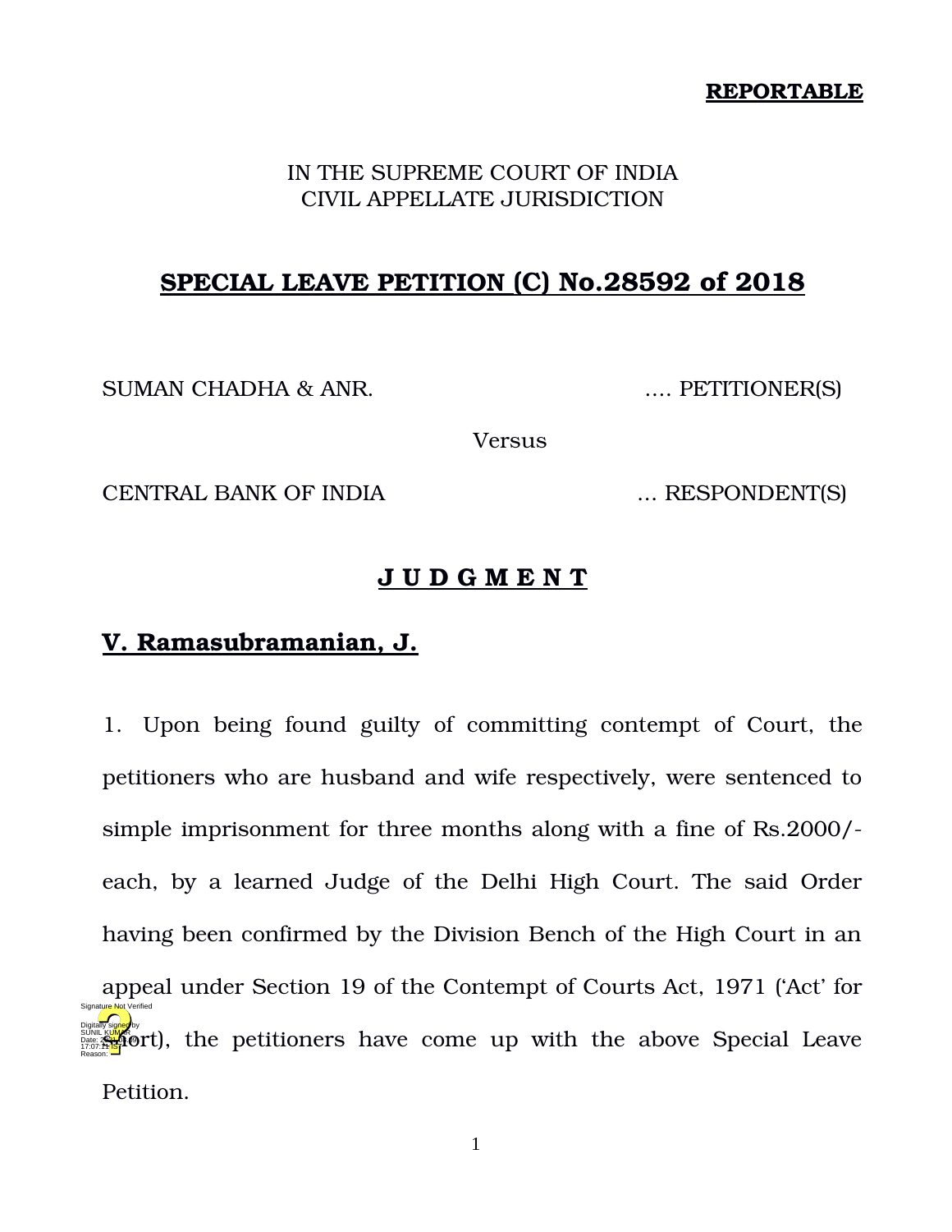**REPORTABLE**

IN THE SUPREME COURT OF INDIA
CIVIL APPELLATE JURISDICTION

# SPECIAL LEAVE PETITION (C) No.28592 of 2018

SUMAN CHADHA & ANR. .... PETITIONER(S)

Versus

CENTRAL BANK OF INDIA ... RESPONDENT(S)

## J U D G M E N T

## V. Ramasubramanian, J.

1. Upon being found guilty of committing contempt of Court, the petitioners who are husband and wife respectively, were sentenced to simple imprisonment for three months along with a fine of Rs.2000/- each, by a learned Judge of the Delhi High Court. The said Order having been confirmed by the Division Bench of the High Court in an appeal under Section 19 of the Contempt of Courts Act, 1971 ('Act' for short), the petitioners have come up with the above Special Leave Petition.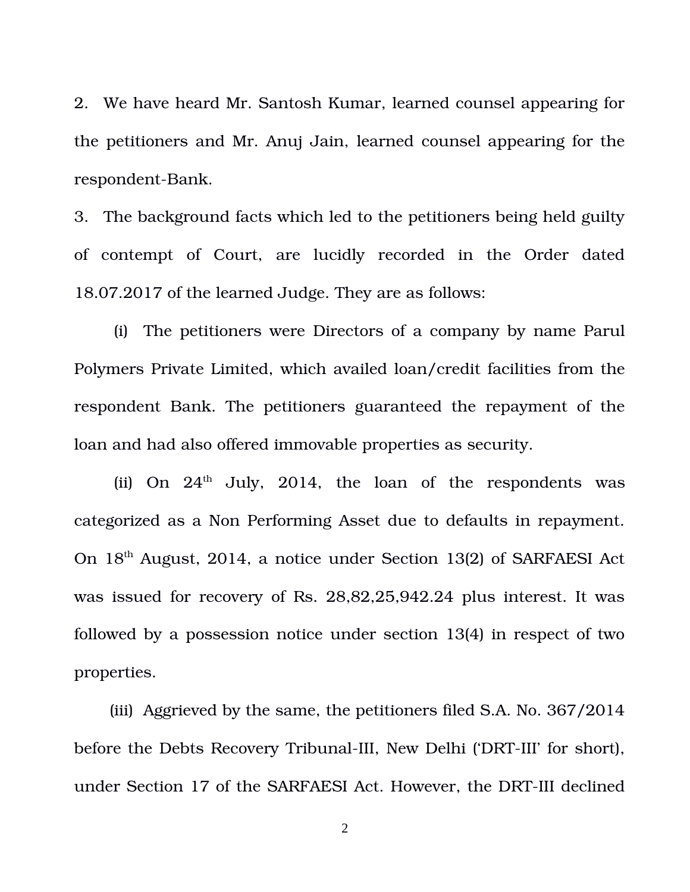2. We have heard Mr. Santosh Kumar, learned counsel appearing for the petitioners and Mr. Anuj Jain, learned counsel appearing for the respondent-Bank.

3. The background facts which led to the petitioners being held guilty of contempt of Court, are lucidly recorded in the Order dated 18.07.2017 of the learned Judge. They are as follows:

(i) The petitioners were Directors of a company by name Parul Polymers Private Limited, which availed loan/credit facilities from the respondent Bank. The petitioners guaranteed the repayment of the loan and had also offered immovable properties as security.

(ii) On 24th July, 2014, the loan of the respondents was categorized as a Non Performing Asset due to defaults in repayment. On 18th August, 2014, a notice under Section 13(2) of SARFAESI Act was issued for recovery of Rs. 28,82,25,942.24 plus interest. It was followed by a possession notice under section 13(4) in respect of two properties.

(iii) Aggrieved by the same, the petitioners filed S.A. No. 367/2014 before the Debts Recovery Tribunal-III, New Delhi ('DRT-III' for short), under Section 17 of the SARFAESI Act. However, the DRT-III declined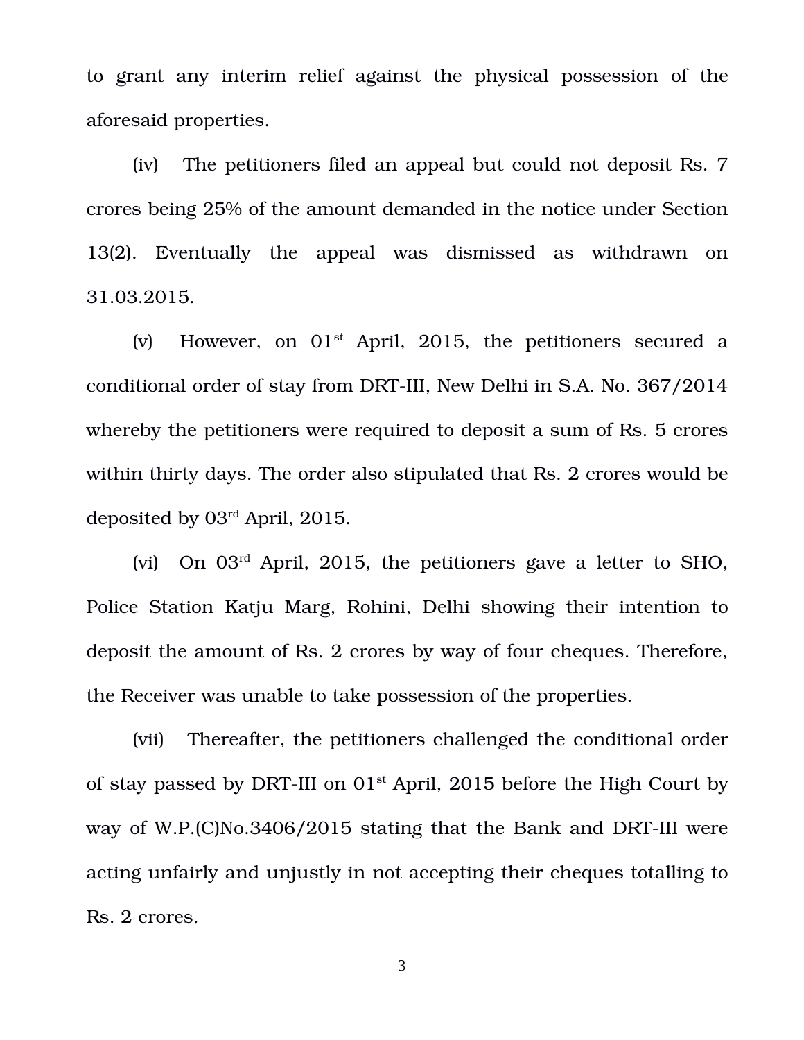to grant any interim relief against the physical possession of the aforesaid properties.

(iv) The petitioners filed an appeal but could not deposit Rs. 7 crores being 25% of the amount demanded in the notice under Section 13(2). Eventually the appeal was dismissed as withdrawn on 31.03.2015.

(v) However, on 01st April, 2015, the petitioners secured a conditional order of stay from DRT-III, New Delhi in S.A. No. 367/2014 whereby the petitioners were required to deposit a sum of Rs. 5 crores within thirty days. The order also stipulated that Rs. 2 crores would be deposited by 03rd April, 2015.

(vi) On 03rd April, 2015, the petitioners gave a letter to SHO, Police Station Katju Marg, Rohini, Delhi showing their intention to deposit the amount of Rs. 2 crores by way of four cheques. Therefore, the Receiver was unable to take possession of the properties.

(vii) Thereafter, the petitioners challenged the conditional order of stay passed by DRT-III on 01st April, 2015 before the High Court by way of W.P.(C)No.3406/2015 stating that the Bank and DRT-III were acting unfairly and unjustly in not accepting their cheques totalling to Rs. 2 crores.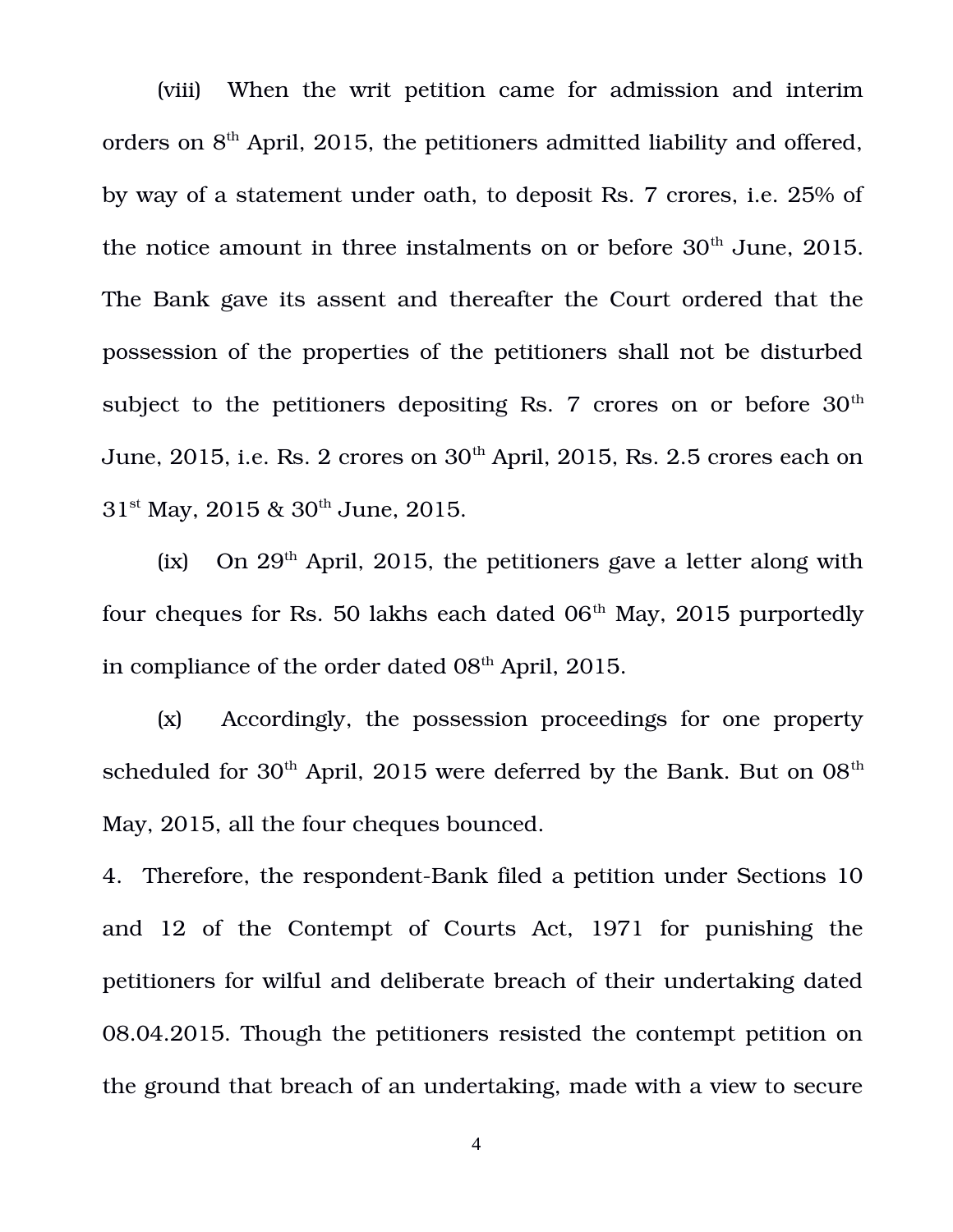(viii) When the writ petition came for admission and interim orders on 8th April, 2015, the petitioners admitted liability and offered, by way of a statement under oath, to deposit Rs. 7 crores, i.e. 25% of the notice amount in three instalments on or before 30th June, 2015. The Bank gave its assent and thereafter the Court ordered that the possession of the properties of the petitioners shall not be disturbed subject to the petitioners depositing Rs. 7 crores on or before 30th June, 2015, i.e. Rs. 2 crores on 30th April, 2015, Rs. 2.5 crores each on 31st May, 2015 & 30th June, 2015.

(ix) On 29th April, 2015, the petitioners gave a letter along with four cheques for Rs. 50 lakhs each dated 06th May, 2015 purportedly in compliance of the order dated 08th April, 2015.

(x) Accordingly, the possession proceedings for one property scheduled for 30th April, 2015 were deferred by the Bank. But on 08th May, 2015, all the four cheques bounced.

4. Therefore, the respondent-Bank filed a petition under Sections 10 and 12 of the Contempt of Courts Act, 1971 for punishing the petitioners for wilful and deliberate breach of their undertaking dated 08.04.2015. Though the petitioners resisted the contempt petition on the ground that breach of an undertaking, made with a view to secure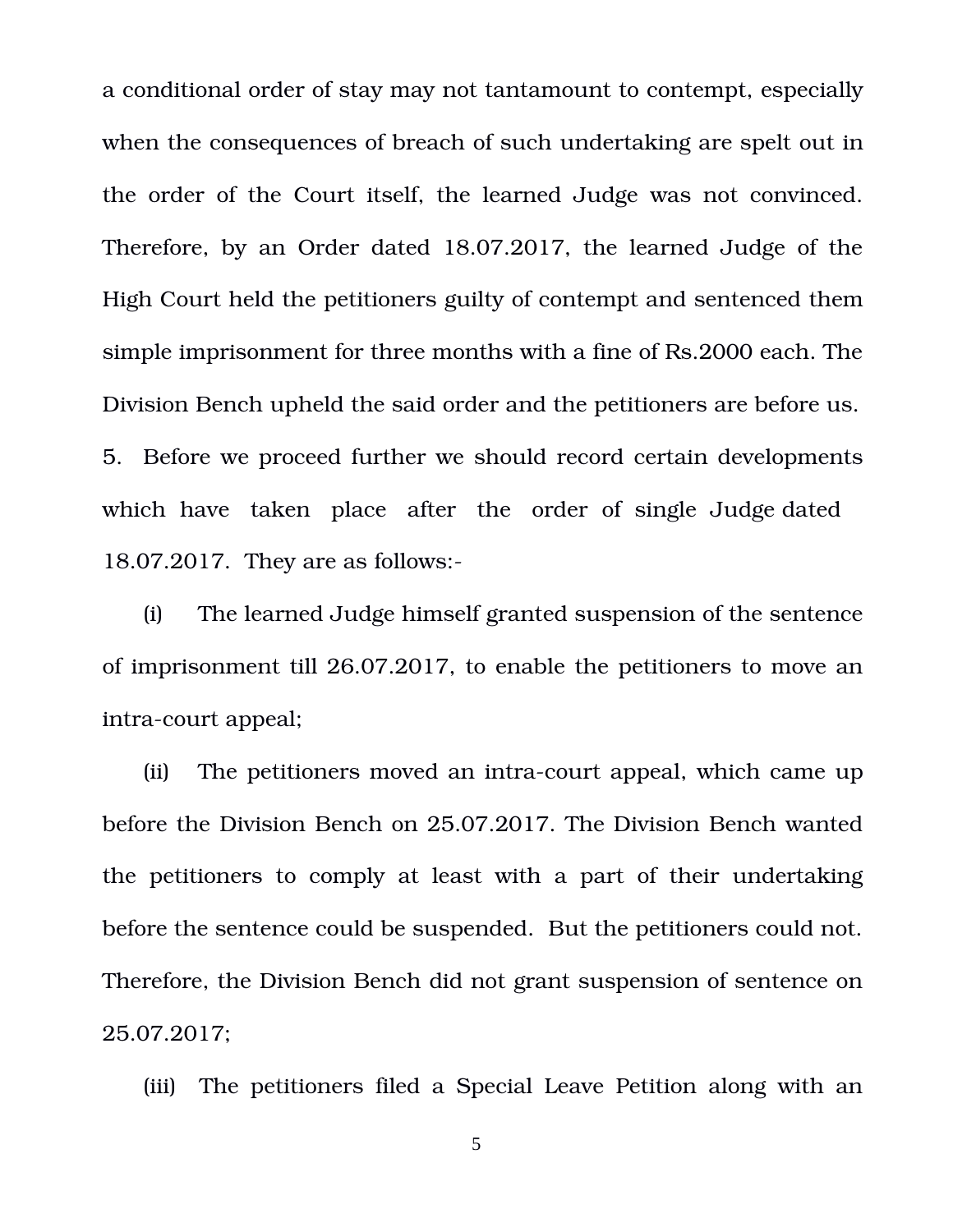a conditional order of stay may not tantamount to contempt, especially when the consequences of breach of such undertaking are spelt out in the order of the Court itself, the learned Judge was not convinced. Therefore, by an Order dated 18.07.2017, the learned Judge of the High Court held the petitioners guilty of contempt and sentenced them simple imprisonment for three months with a fine of Rs.2000 each. The Division Bench upheld the said order and the petitioners are before us.

5. Before we proceed further we should record certain developments which have taken place after the order of single Judge dated 18.07.2017. They are as follows:-

(i) The learned Judge himself granted suspension of the sentence of imprisonment till 26.07.2017, to enable the petitioners to move an intra-court appeal;

(ii) The petitioners moved an intra-court appeal, which came up before the Division Bench on 25.07.2017. The Division Bench wanted the petitioners to comply at least with a part of their undertaking before the sentence could be suspended. But the petitioners could not. Therefore, the Division Bench did not grant suspension of sentence on 25.07.2017;

(iii) The petitioners filed a Special Leave Petition along with an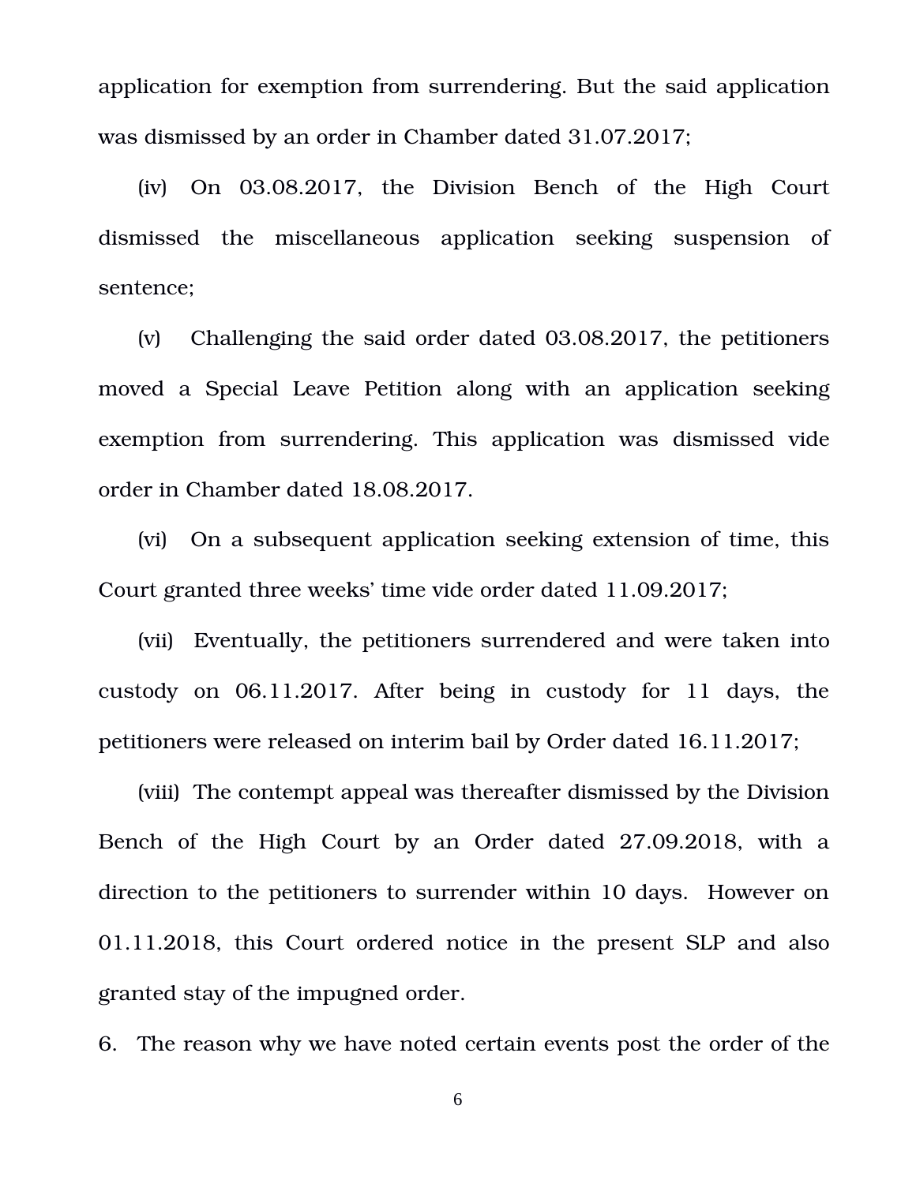application for exemption from surrendering. But the said application was dismissed by an order in Chamber dated 31.07.2017;

(iv) On 03.08.2017, the Division Bench of the High Court dismissed the miscellaneous application seeking suspension of sentence;

(v) Challenging the said order dated 03.08.2017, the petitioners moved a Special Leave Petition along with an application seeking exemption from surrendering. This application was dismissed vide order in Chamber dated 18.08.2017.

(vi) On a subsequent application seeking extension of time, this Court granted three weeks' time vide order dated 11.09.2017;

(vii) Eventually, the petitioners surrendered and were taken into custody on 06.11.2017. After being in custody for 11 days, the petitioners were released on interim bail by Order dated 16.11.2017;

(viii) The contempt appeal was thereafter dismissed by the Division Bench of the High Court by an Order dated 27.09.2018, with a direction to the petitioners to surrender within 10 days. However on 01.11.2018, this Court ordered notice in the present SLP and also granted stay of the impugned order.

6. The reason why we have noted certain events post the order of the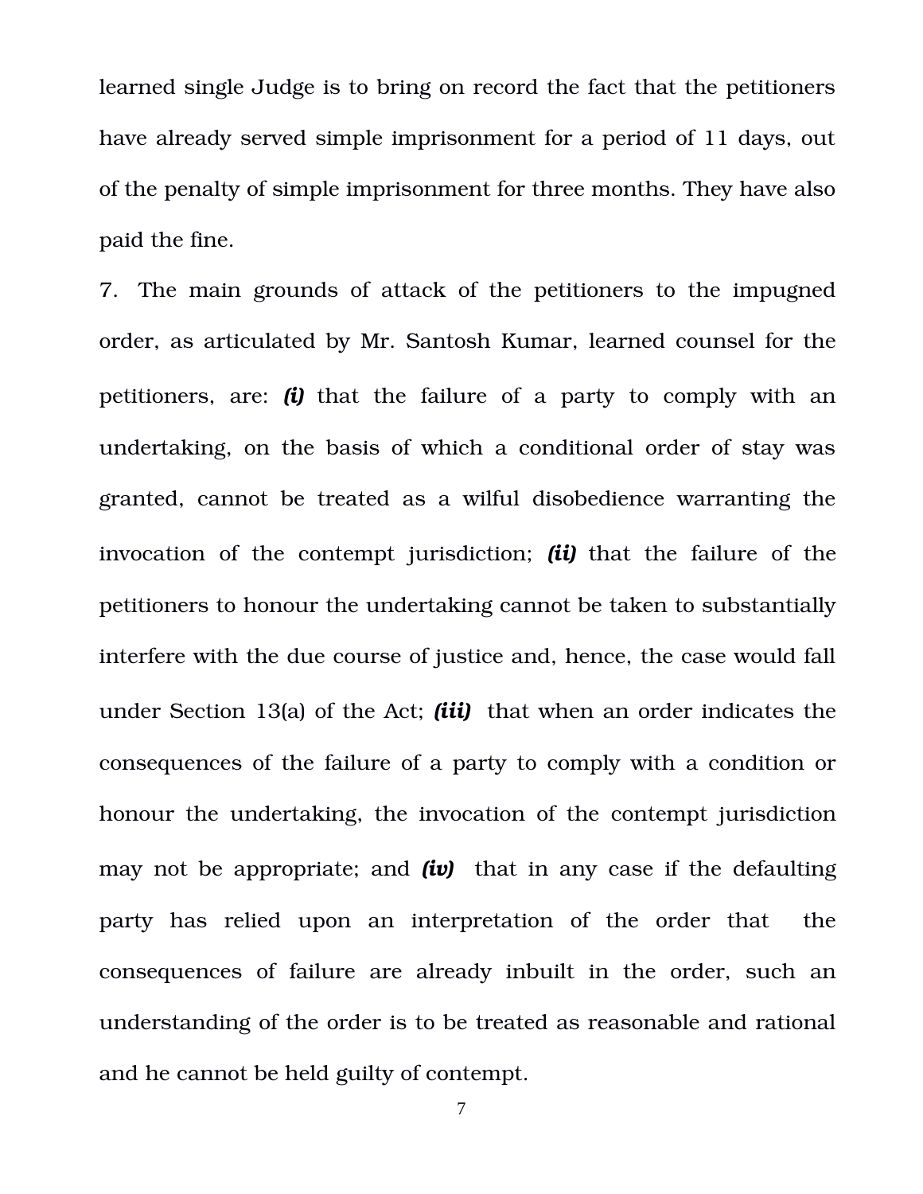learned single Judge is to bring on record the fact that the petitioners have already served simple imprisonment for a period of 11 days, out of the penalty of simple imprisonment for three months. They have also paid the fine.

7. The main grounds of attack of the petitioners to the impugned order, as articulated by Mr. Santosh Kumar, learned counsel for the petitioners, are: ***(i)*** that the failure of a party to comply with an undertaking, on the basis of which a conditional order of stay was granted, cannot be treated as a wilful disobedience warranting the invocation of the contempt jurisdiction; ***(ii)*** that the failure of the petitioners to honour the undertaking cannot be taken to substantially interfere with the due course of justice and, hence, the case would fall under Section 13(a) of the Act; ***(iii)*** that when an order indicates the consequences of the failure of a party to comply with a condition or honour the undertaking, the invocation of the contempt jurisdiction may not be appropriate; and ***(iv)*** that in any case if the defaulting party has relied upon an interpretation of the order that the consequences of failure are already inbuilt in the order, such an understanding of the order is to be treated as reasonable and rational and he cannot be held guilty of contempt.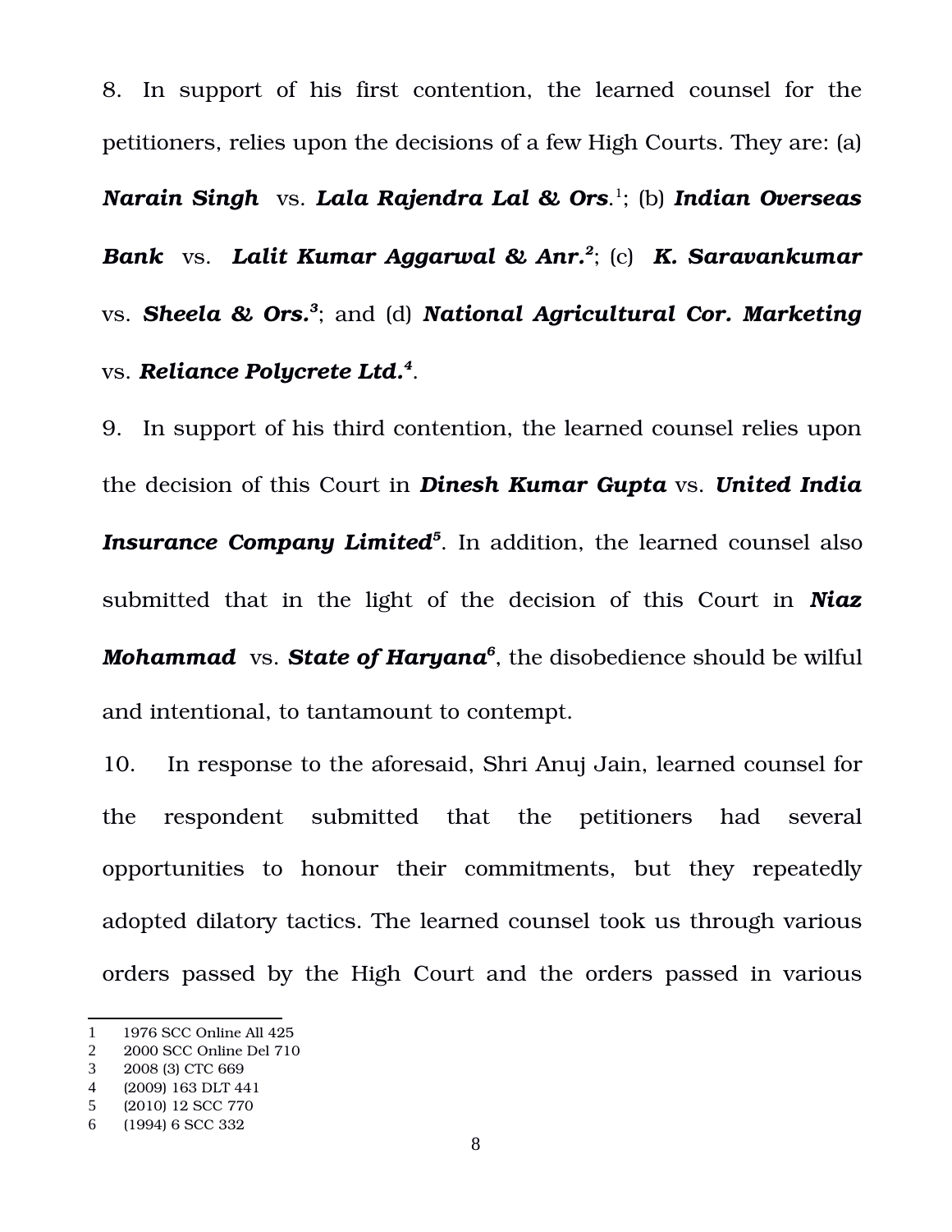8. In support of his first contention, the learned counsel for the petitioners, relies upon the decisions of a few High Courts. They are: (a) ***Narain Singh*** vs. ***Lala Rajendra Lal & Ors.***[1]; (b) ***Indian Overseas Bank*** vs. ***Lalit Kumar Aggarwal & Anr.***[2]; (c) ***K. Saravankumar*** vs. ***Sheela & Ors.***[3]; and (d) ***National Agricultural Cor. Marketing*** vs. ***Reliance Polycrete Ltd.***[4].

9. In support of his third contention, the learned counsel relies upon the decision of this Court in ***Dinesh Kumar Gupta*** vs. ***United India Insurance Company Limited***[5]. In addition, the learned counsel also submitted that in the light of the decision of this Court in ***Niaz Mohammad*** vs. ***State of Haryana***[6], the disobedience should be wilful and intentional, to tantamount to contempt.

10. In response to the aforesaid, Shri Anuj Jain, learned counsel for the respondent submitted that the petitioners had several opportunities to honour their commitments, but they repeatedly adopted dilatory tactics. The learned counsel took us through various orders passed by the High Court and the orders passed in various

---

1 1976 SCC Online All 425
2 2000 SCC Online Del 710
3 2008 (3) CTC 669
4 (2009) 163 DLT 441
5 (2010) 12 SCC 770
6 (1994) 6 SCC 332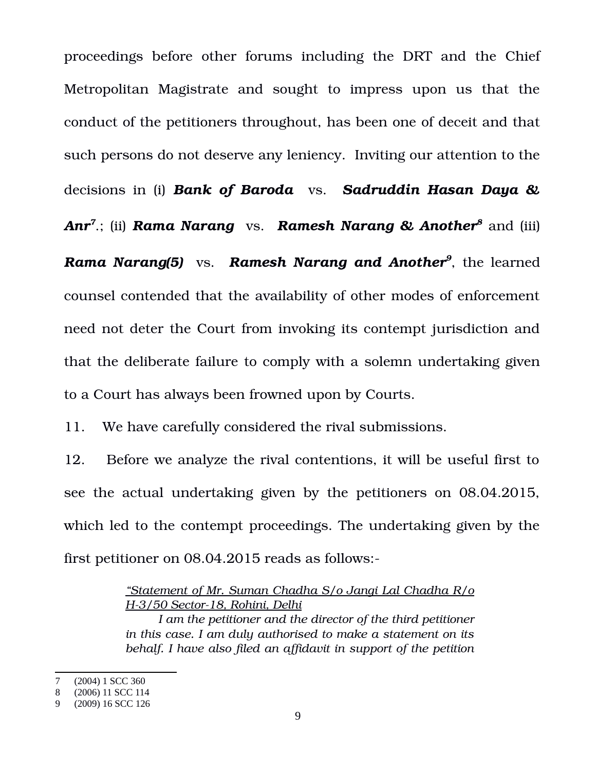proceedings before other forums including the DRT and the Chief Metropolitan Magistrate and sought to impress upon us that the conduct of the petitioners throughout, has been one of deceit and that such persons do not deserve any leniency. Inviting our attention to the decisions in (i) ***Bank of Baroda*** vs. ***Sadruddin Hasan Daya & Anr***[7].; (ii) ***Rama Narang*** vs. ***Ramesh Narang & Another***[8] and (iii) ***Rama Narang(5)*** vs. ***Ramesh Narang and Another***[9], the learned counsel contended that the availability of other modes of enforcement need not deter the Court from invoking its contempt jurisdiction and that the deliberate failure to comply with a solemn undertaking given to a Court has always been frowned upon by Courts.

11. We have carefully considered the rival submissions.

12. Before we analyze the rival contentions, it will be useful first to see the actual undertaking given by the petitioners on 08.04.2015, which led to the contempt proceedings. The undertaking given by the first petitioner on 08.04.2015 reads as follows:-

> *"Statement of Mr. Suman Chadha S/o Jangi Lal Chadha R/o H-3/50 Sector-18, Rohini, Delhi*
>
> *I am the petitioner and the director of the third petitioner in this case. I am duly authorised to make a statement on its behalf. I have also filed an affidavit in support of the petition*

---

7 (2004) 1 SCC 360

8 (2006) 11 SCC 114

9 (2009) 16 SCC 126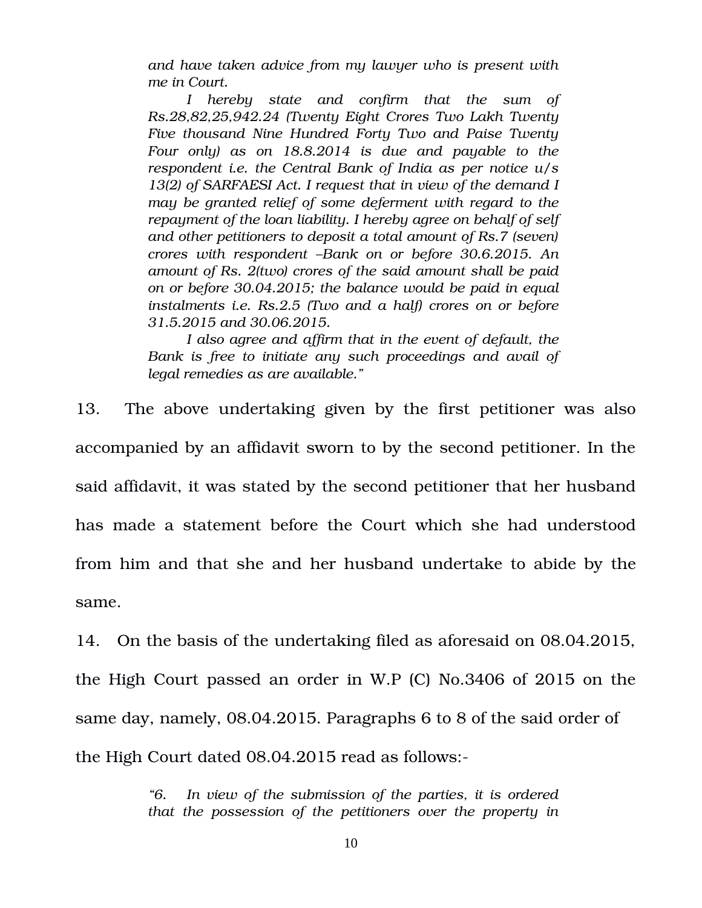> *and have taken advice from my lawyer who is present with me in Court.*
>
> *I hereby state and confirm that the sum of Rs.28,82,25,942.24 (Twenty Eight Crores Two Lakh Twenty Five thousand Nine Hundred Forty Two and Paise Twenty Four only) as on 18.8.2014 is due and payable to the respondent i.e. the Central Bank of India as per notice u/s 13(2) of SARFAESI Act. I request that in view of the demand I may be granted relief of some deferment with regard to the repayment of the loan liability. I hereby agree on behalf of self and other petitioners to deposit a total amount of Rs.7 (seven) crores with respondent –Bank on or before 30.6.2015. An amount of Rs. 2(two) crores of the said amount shall be paid on or before 30.04.2015; the balance would be paid in equal instalments i.e. Rs.2.5 (Two and a half) crores on or before 31.5.2015 and 30.06.2015.*
>
> *I also agree and affirm that in the event of default, the Bank is free to initiate any such proceedings and avail of legal remedies as are available."*

13. The above undertaking given by the first petitioner was also accompanied by an affidavit sworn to by the second petitioner. In the said affidavit, it was stated by the second petitioner that her husband has made a statement before the Court which she had understood from him and that she and her husband undertake to abide by the same.

14. On the basis of the undertaking filed as aforesaid on 08.04.2015, the High Court passed an order in W.P (C) No.3406 of 2015 on the same day, namely, 08.04.2015. Paragraphs 6 to 8 of the said order of the High Court dated 08.04.2015 read as follows:-

> *"6. In view of the submission of the parties, it is ordered that the possession of the petitioners over the property in*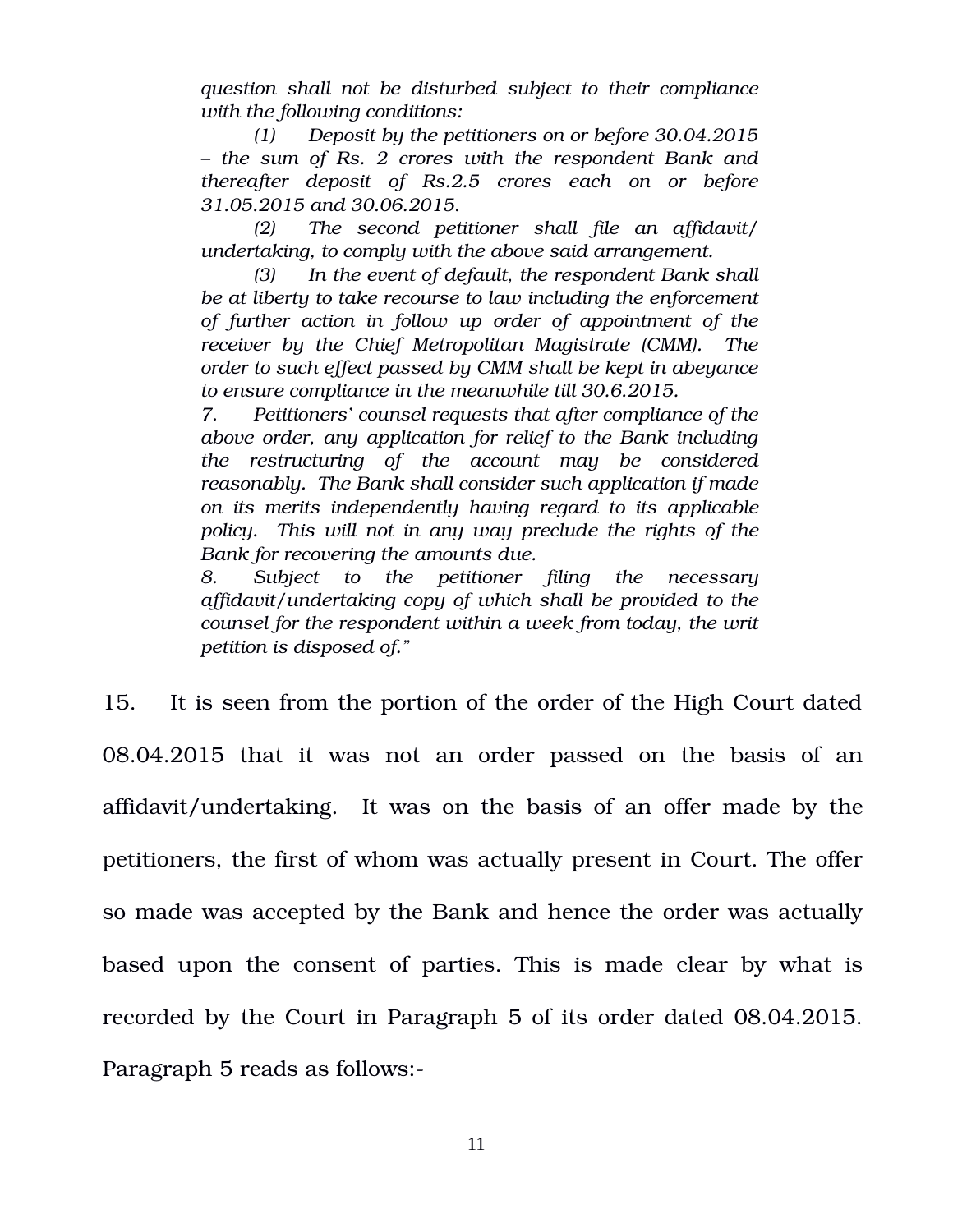*question shall not be disturbed subject to their compliance with the following conditions:*

*(1) Deposit by the petitioners on or before 30.04.2015 – the sum of Rs. 2 crores with the respondent Bank and thereafter deposit of Rs.2.5 crores each on or before 31.05.2015 and 30.06.2015.*

*(2) The second petitioner shall file an affidavit/ undertaking, to comply with the above said arrangement.*

*(3) In the event of default, the respondent Bank shall be at liberty to take recourse to law including the enforcement of further action in follow up order of appointment of the receiver by the Chief Metropolitan Magistrate (CMM). The order to such effect passed by CMM shall be kept in abeyance to ensure compliance in the meanwhile till 30.6.2015.*

*7. Petitioners' counsel requests that after compliance of the above order, any application for relief to the Bank including the restructuring of the account may be considered reasonably. The Bank shall consider such application if made on its merits independently having regard to its applicable policy. This will not in any way preclude the rights of the Bank for recovering the amounts due.*

*8. Subject to the petitioner filing the necessary affidavit/undertaking copy of which shall be provided to the counsel for the respondent within a week from today, the writ petition is disposed of."*

15. It is seen from the portion of the order of the High Court dated 08.04.2015 that it was not an order passed on the basis of an affidavit/undertaking. It was on the basis of an offer made by the petitioners, the first of whom was actually present in Court. The offer so made was accepted by the Bank and hence the order was actually based upon the consent of parties. This is made clear by what is recorded by the Court in Paragraph 5 of its order dated 08.04.2015. Paragraph 5 reads as follows:-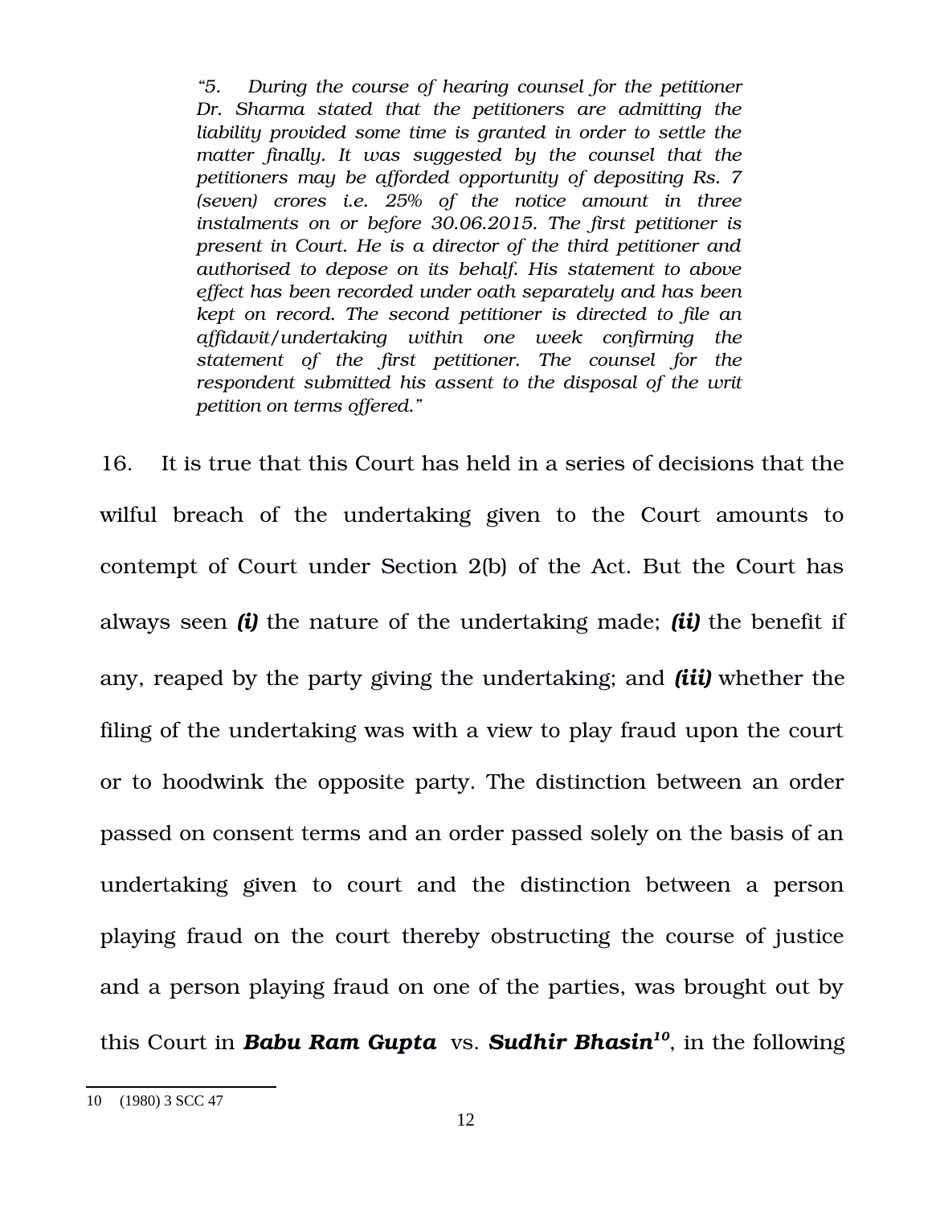> *"5. During the course of hearing counsel for the petitioner Dr. Sharma stated that the petitioners are admitting the liability provided some time is granted in order to settle the matter finally. It was suggested by the counsel that the petitioners may be afforded opportunity of depositing Rs. 7 (seven) crores i.e. 25% of the notice amount in three instalments on or before 30.06.2015. The first petitioner is present in Court. He is a director of the third petitioner and authorised to depose on its behalf. His statement to above effect has been recorded under oath separately and has been kept on record. The second petitioner is directed to file an affidavit/undertaking within one week confirming the statement of the first petitioner. The counsel for the respondent submitted his assent to the disposal of the writ petition on terms offered."*

16. It is true that this Court has held in a series of decisions that the wilful breach of the undertaking given to the Court amounts to contempt of Court under Section 2(b) of the Act. But the Court has always seen ***(i)*** the nature of the undertaking made; ***(ii)*** the benefit if any, reaped by the party giving the undertaking; and ***(iii)*** whether the filing of the undertaking was with a view to play fraud upon the court or to hoodwink the opposite party. The distinction between an order passed on consent terms and an order passed solely on the basis of an undertaking given to court and the distinction between a person playing fraud on the court thereby obstructing the course of justice and a person playing fraud on one of the parties, was brought out by this Court in ***Babu Ram Gupta*** vs. ***Sudhir Bhasin***[10], in the following

---

10 (1980) 3 SCC 47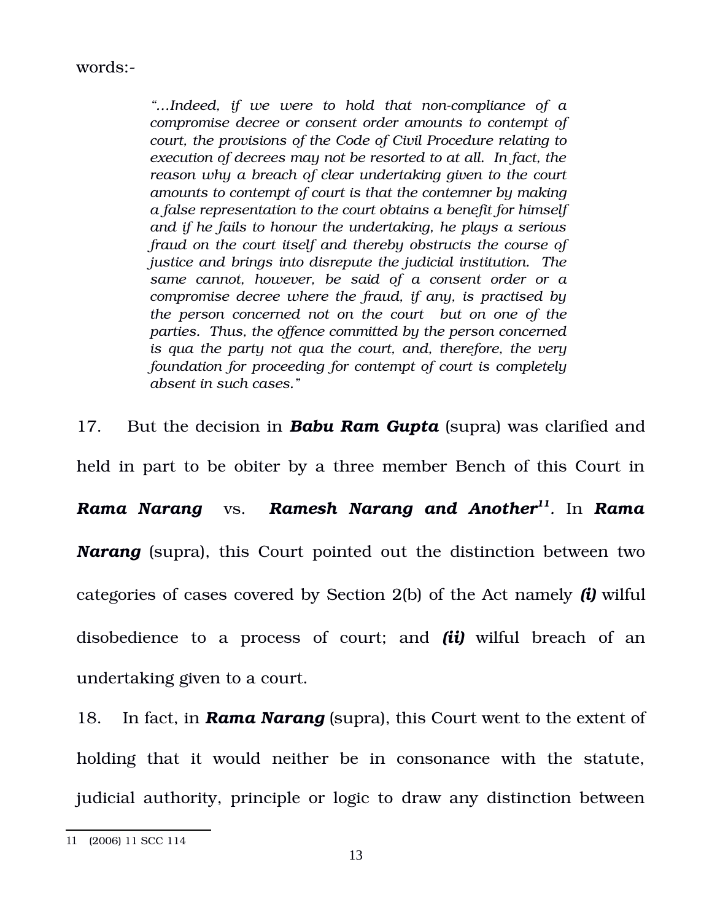words:-

> *"…Indeed, if we were to hold that non-compliance of a compromise decree or consent order amounts to contempt of court, the provisions of the Code of Civil Procedure relating to execution of decrees may not be resorted to at all. In fact, the reason why a breach of clear undertaking given to the court amounts to contempt of court is that the contemner by making a false representation to the court obtains a benefit for himself and if he fails to honour the undertaking, he plays a serious fraud on the court itself and thereby obstructs the course of justice and brings into disrepute the judicial institution. The same cannot, however, be said of a consent order or a compromise decree where the fraud, if any, is practised by the person concerned not on the court but on one of the parties. Thus, the offence committed by the person concerned is qua the party not qua the court, and, therefore, the very foundation for proceeding for contempt of court is completely absent in such cases."*

17. But the decision in ***Babu Ram Gupta*** (supra) was clarified and held in part to be obiter by a three member Bench of this Court in ***Rama Narang*** vs. ***Ramesh Narang and Another***[11]. In ***Rama Narang*** (supra), this Court pointed out the distinction between two categories of cases covered by Section 2(b) of the Act namely ***(i)*** wilful disobedience to a process of court; and ***(ii)*** wilful breach of an undertaking given to a court.

18. In fact, in ***Rama Narang*** (supra), this Court went to the extent of holding that it would neither be in consonance with the statute, judicial authority, principle or logic to draw any distinction between

11 (2006) 11 SCC 114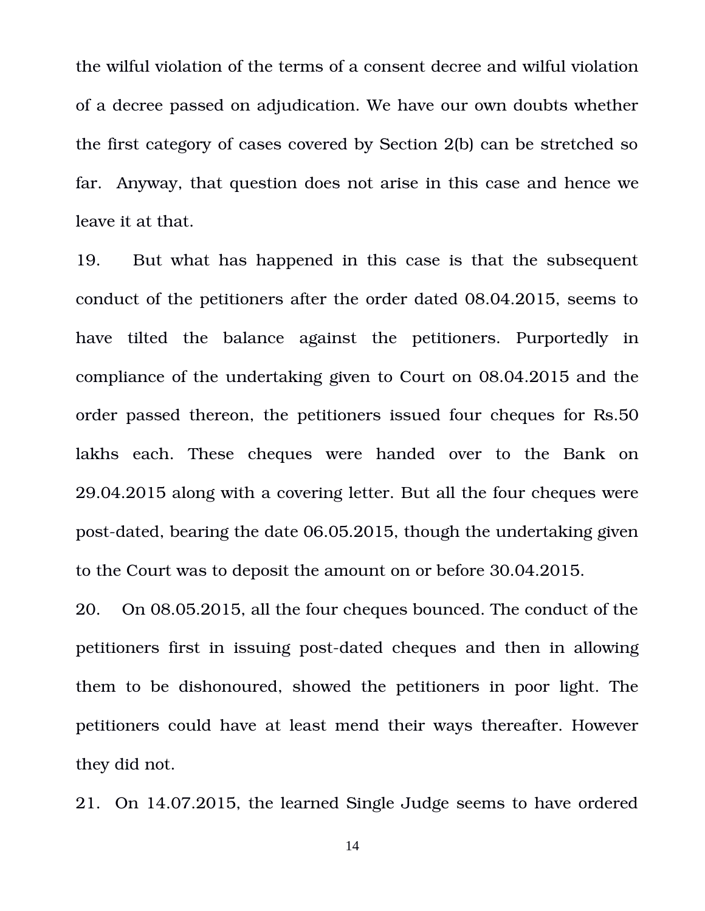the wilful violation of the terms of a consent decree and wilful violation of a decree passed on adjudication. We have our own doubts whether the first category of cases covered by Section 2(b) can be stretched so far. Anyway, that question does not arise in this case and hence we leave it at that.

19. But what has happened in this case is that the subsequent conduct of the petitioners after the order dated 08.04.2015, seems to have tilted the balance against the petitioners. Purportedly in compliance of the undertaking given to Court on 08.04.2015 and the order passed thereon, the petitioners issued four cheques for Rs.50 lakhs each. These cheques were handed over to the Bank on 29.04.2015 along with a covering letter. But all the four cheques were post-dated, bearing the date 06.05.2015, though the undertaking given to the Court was to deposit the amount on or before 30.04.2015.

20. On 08.05.2015, all the four cheques bounced. The conduct of the petitioners first in issuing post-dated cheques and then in allowing them to be dishonoured, showed the petitioners in poor light. The petitioners could have at least mend their ways thereafter. However they did not.

21. On 14.07.2015, the learned Single Judge seems to have ordered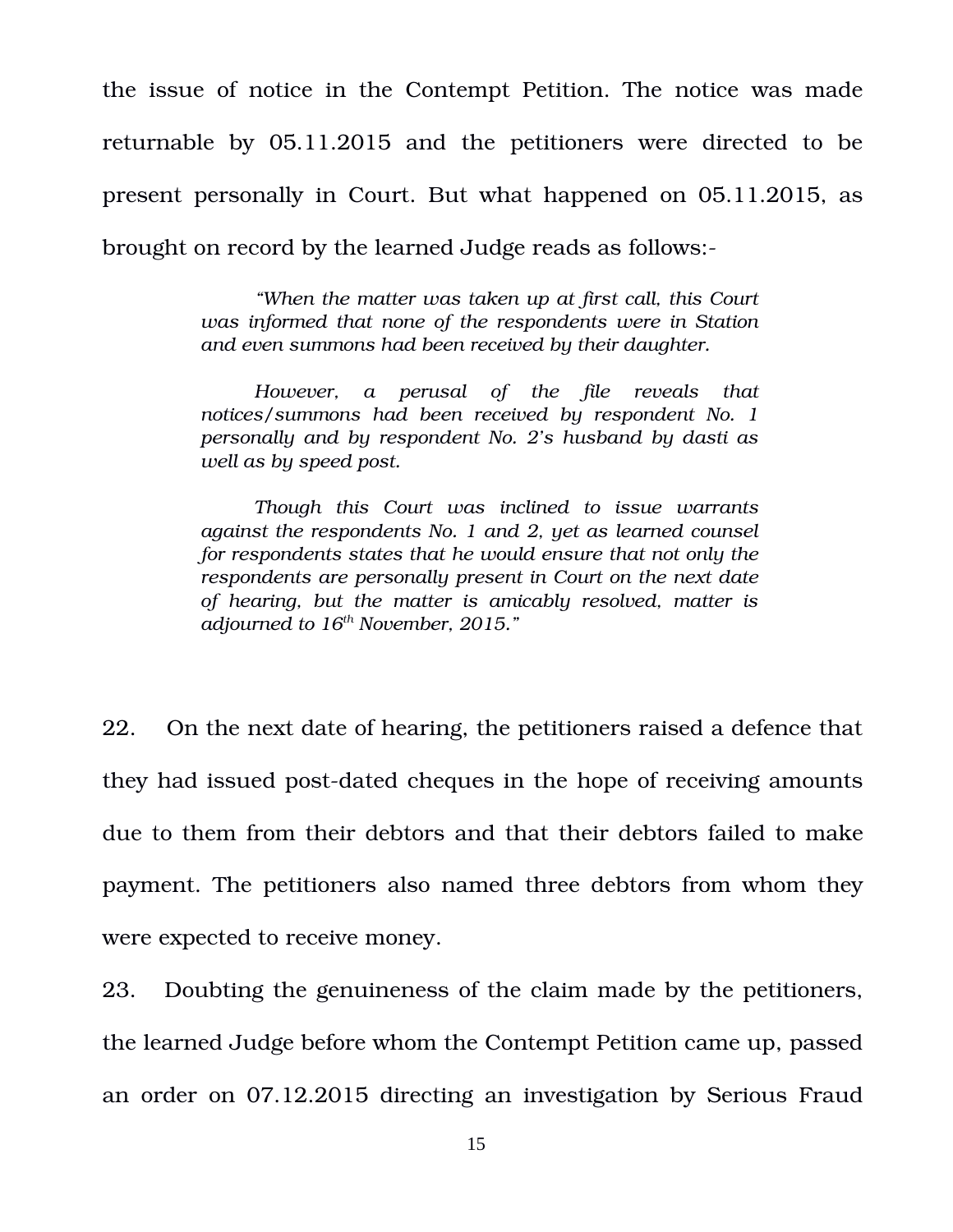the issue of notice in the Contempt Petition. The notice was made returnable by 05.11.2015 and the petitioners were directed to be present personally in Court. But what happened on 05.11.2015, as brought on record by the learned Judge reads as follows:-

> *"When the matter was taken up at first call, this Court was informed that none of the respondents were in Station and even summons had been received by their daughter.*
>
> *However, a perusal of the file reveals that notices/summons had been received by respondent No. 1 personally and by respondent No. 2's husband by dasti as well as by speed post.*
>
> *Though this Court was inclined to issue warrants against the respondents No. 1 and 2, yet as learned counsel for respondents states that he would ensure that not only the respondents are personally present in Court on the next date of hearing, but the matter is amicably resolved, matter is adjourned to 16th November, 2015."*

22. On the next date of hearing, the petitioners raised a defence that they had issued post-dated cheques in the hope of receiving amounts due to them from their debtors and that their debtors failed to make payment. The petitioners also named three debtors from whom they were expected to receive money.

23. Doubting the genuineness of the claim made by the petitioners, the learned Judge before whom the Contempt Petition came up, passed an order on 07.12.2015 directing an investigation by Serious Fraud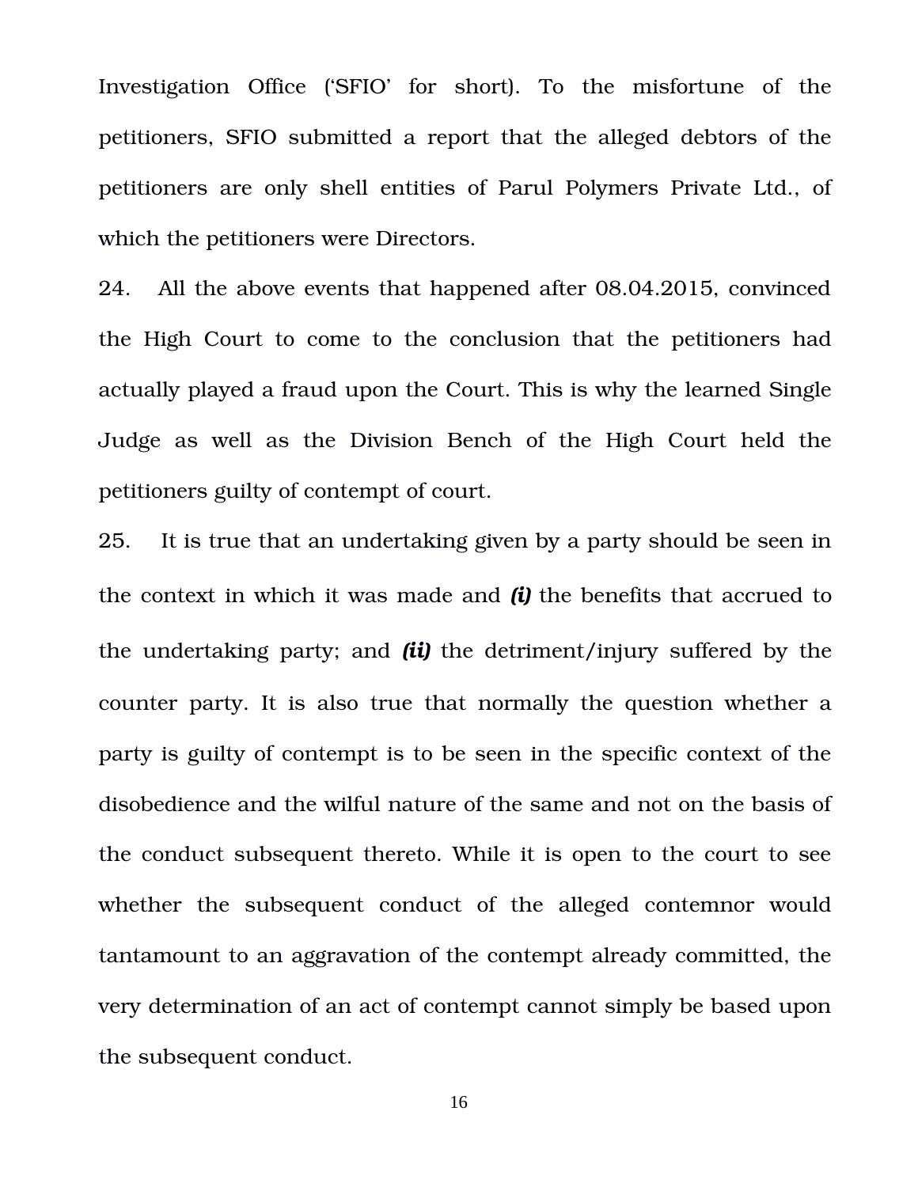Investigation Office ('SFIO' for short). To the misfortune of the petitioners, SFIO submitted a report that the alleged debtors of the petitioners are only shell entities of Parul Polymers Private Ltd., of which the petitioners were Directors.

24. All the above events that happened after 08.04.2015, convinced the High Court to come to the conclusion that the petitioners had actually played a fraud upon the Court. This is why the learned Single Judge as well as the Division Bench of the High Court held the petitioners guilty of contempt of court.

25. It is true that an undertaking given by a party should be seen in the context in which it was made and ***(i)*** the benefits that accrued to the undertaking party; and ***(ii)*** the detriment/injury suffered by the counter party. It is also true that normally the question whether a party is guilty of contempt is to be seen in the specific context of the disobedience and the wilful nature of the same and not on the basis of the conduct subsequent thereto. While it is open to the court to see whether the subsequent conduct of the alleged contemnor would tantamount to an aggravation of the contempt already committed, the very determination of an act of contempt cannot simply be based upon the subsequent conduct.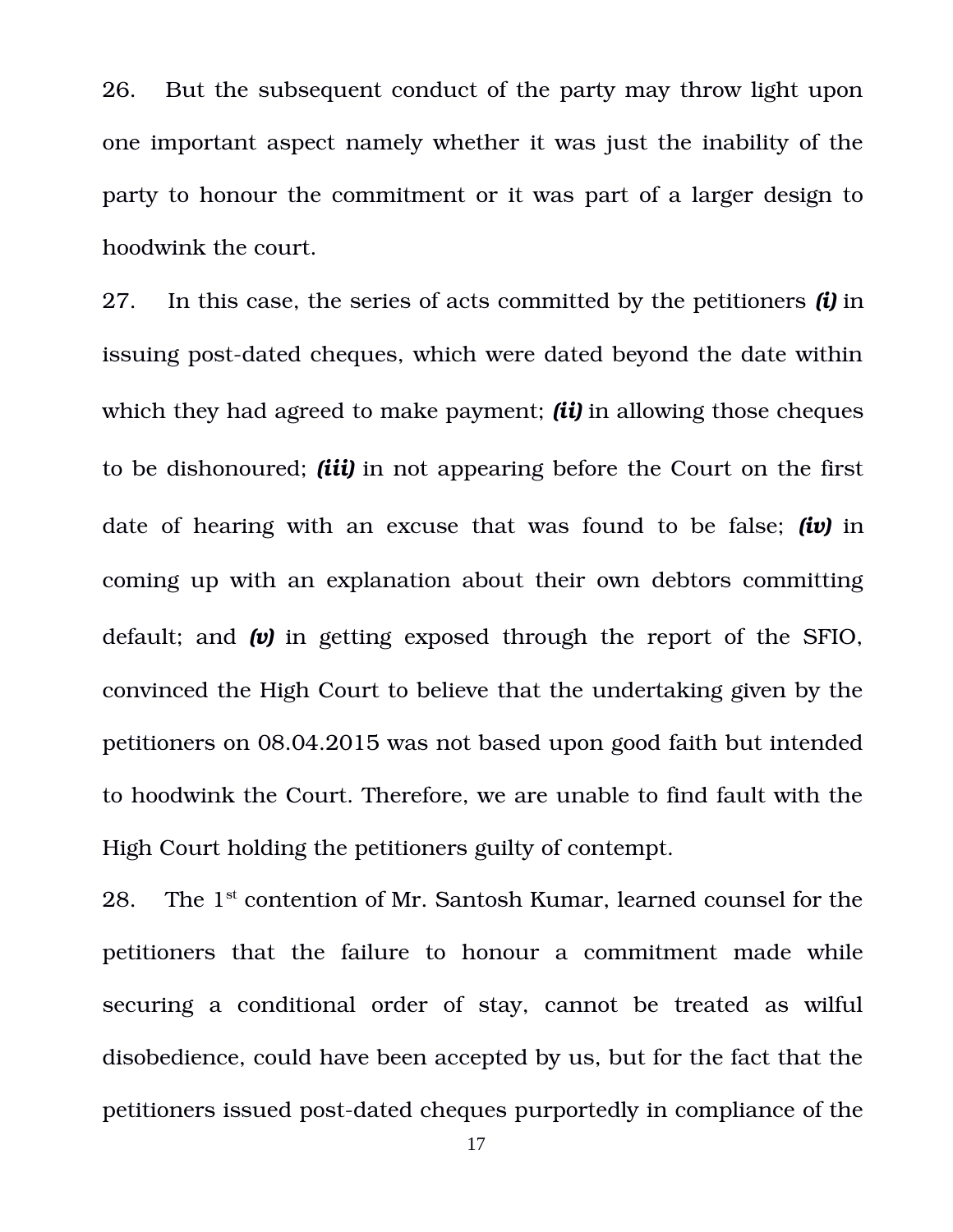26. But the subsequent conduct of the party may throw light upon one important aspect namely whether it was just the inability of the party to honour the commitment or it was part of a larger design to hoodwink the court.

27. In this case, the series of acts committed by the petitioners ***(i)*** in issuing post-dated cheques, which were dated beyond the date within which they had agreed to make payment; ***(ii)*** in allowing those cheques to be dishonoured; ***(iii)*** in not appearing before the Court on the first date of hearing with an excuse that was found to be false; ***(iv)*** in coming up with an explanation about their own debtors committing default; and ***(v)*** in getting exposed through the report of the SFIO, convinced the High Court to believe that the undertaking given by the petitioners on 08.04.2015 was not based upon good faith but intended to hoodwink the Court. Therefore, we are unable to find fault with the High Court holding the petitioners guilty of contempt.

28. The 1st contention of Mr. Santosh Kumar, learned counsel for the petitioners that the failure to honour a commitment made while securing a conditional order of stay, cannot be treated as wilful disobedience, could have been accepted by us, but for the fact that the petitioners issued post-dated cheques purportedly in compliance of the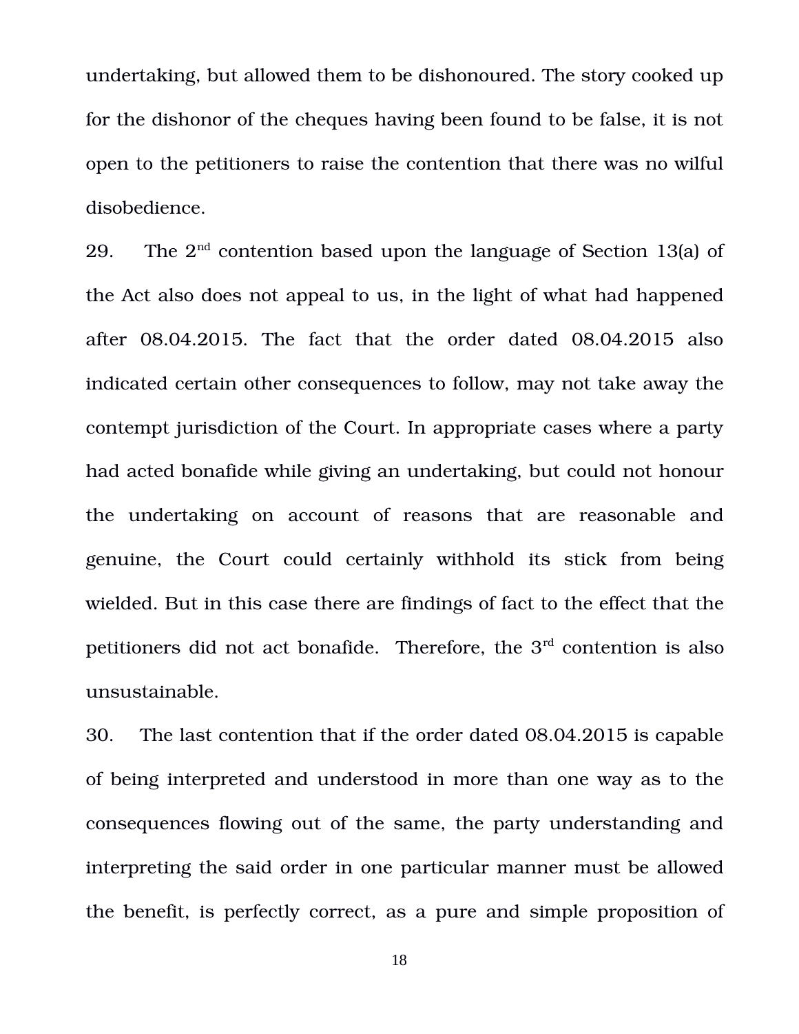undertaking, but allowed them to be dishonoured. The story cooked up for the dishonor of the cheques having been found to be false, it is not open to the petitioners to raise the contention that there was no wilful disobedience.

29. The 2nd contention based upon the language of Section 13(a) of the Act also does not appeal to us, in the light of what had happened after 08.04.2015. The fact that the order dated 08.04.2015 also indicated certain other consequences to follow, may not take away the contempt jurisdiction of the Court. In appropriate cases where a party had acted bonafide while giving an undertaking, but could not honour the undertaking on account of reasons that are reasonable and genuine, the Court could certainly withhold its stick from being wielded. But in this case there are findings of fact to the effect that the petitioners did not act bonafide. Therefore, the 3rd contention is also unsustainable.

30. The last contention that if the order dated 08.04.2015 is capable of being interpreted and understood in more than one way as to the consequences flowing out of the same, the party understanding and interpreting the said order in one particular manner must be allowed the benefit, is perfectly correct, as a pure and simple proposition of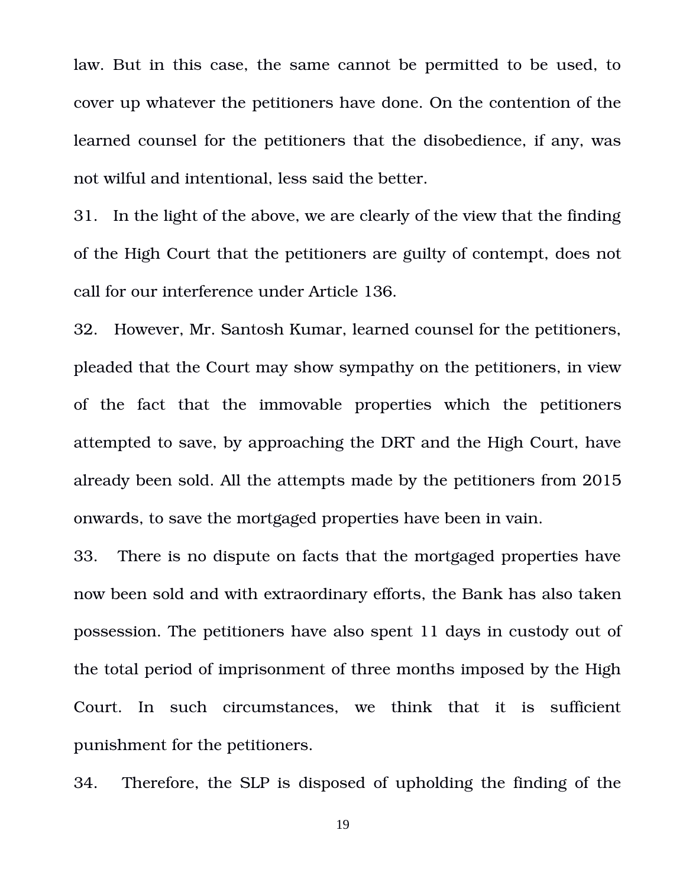law. But in this case, the same cannot be permitted to be used, to cover up whatever the petitioners have done. On the contention of the learned counsel for the petitioners that the disobedience, if any, was not wilful and intentional, less said the better.

31. In the light of the above, we are clearly of the view that the finding of the High Court that the petitioners are guilty of contempt, does not call for our interference under Article 136.

32. However, Mr. Santosh Kumar, learned counsel for the petitioners, pleaded that the Court may show sympathy on the petitioners, in view of the fact that the immovable properties which the petitioners attempted to save, by approaching the DRT and the High Court, have already been sold. All the attempts made by the petitioners from 2015 onwards, to save the mortgaged properties have been in vain.

33. There is no dispute on facts that the mortgaged properties have now been sold and with extraordinary efforts, the Bank has also taken possession. The petitioners have also spent 11 days in custody out of the total period of imprisonment of three months imposed by the High Court. In such circumstances, we think that it is sufficient punishment for the petitioners.

34. Therefore, the SLP is disposed of upholding the finding of the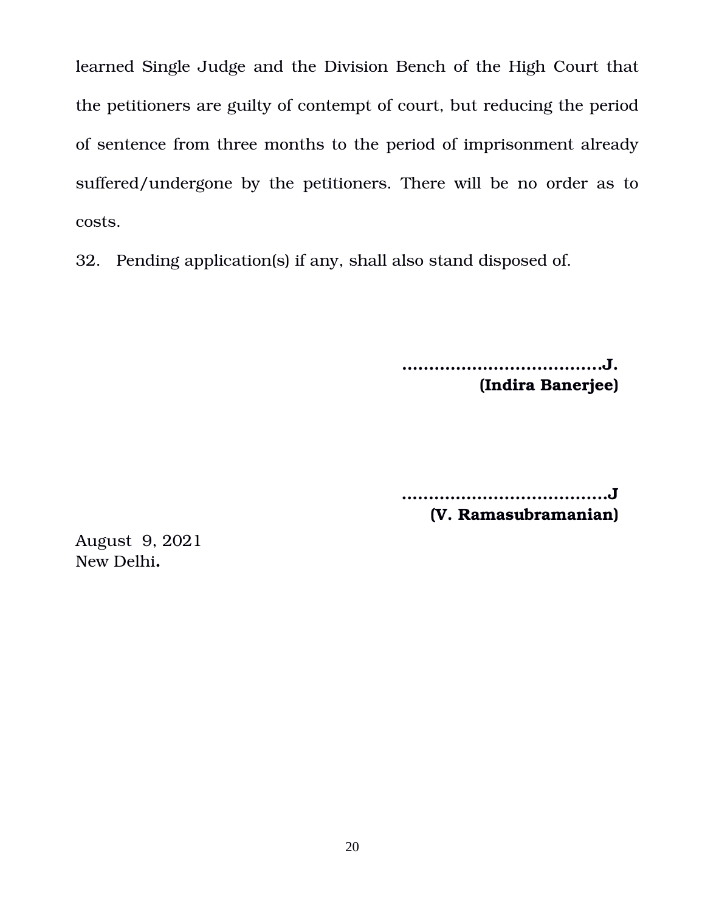learned Single Judge and the Division Bench of the High Court that the petitioners are guilty of contempt of court, but reducing the period of sentence from three months to the period of imprisonment already suffered/undergone by the petitioners. There will be no order as to costs.

32. Pending application(s) if any, shall also stand disposed of.

**……………………………….J.**
**(Indira Banerjee)**

**…………………………………J**
**(V. Ramasubramanian)**

August 9, 2021
New Delhi**.**